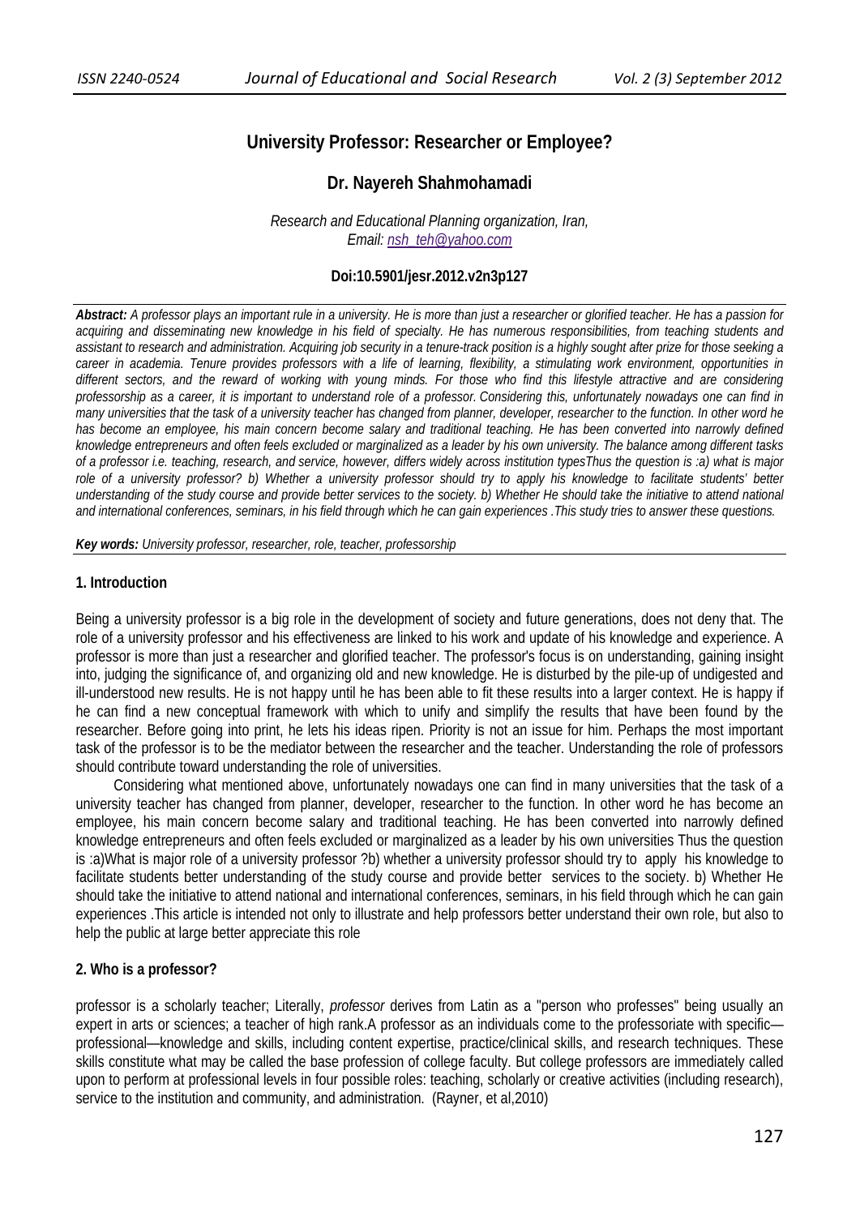# University Professor: Researcher or Employee?

**Dr. Nayereh Shahmohamadi**

*Research and Educational Planning organization, Iran,*
*Email: nsh_teh@yahoo.com*

**Doi:10.5901/jesr.2012.v2n3p127**

***Abstract:*** *A professor plays an important rule in a university. He is more than just a researcher or glorified teacher. He has a passion for acquiring and disseminating new knowledge in his field of specialty. He has numerous responsibilities, from teaching students and assistant to research and administration. Acquiring job security in a tenure-track position is a highly sought after prize for those seeking a career in academia. Tenure provides professors with a life of learning, flexibility, a stimulating work environment, opportunities in different sectors, and the reward of working with young minds. For those who find this lifestyle attractive and are considering professorship as a career, it is important to understand role of a professor. Considering this, unfortunately nowadays one can find in many universities that the task of a university teacher has changed from planner, developer, researcher to the function. In other word he has become an employee, his main concern become salary and traditional teaching. He has been converted into narrowly defined knowledge entrepreneurs and often feels excluded or marginalized as a leader by his own university. The balance among different tasks of a professor i.e. teaching, research, and service, however, differs widely across institution typesThus the question is :a) what is major role of a university professor? b) Whether a university professor should try to apply his knowledge to facilitate students' better understanding of the study course and provide better services to the society. b) Whether He should take the initiative to attend national and international conferences, seminars, in his field through which he can gain experiences .This study tries to answer these questions.*

***Key words:*** *University professor, researcher, role, teacher, professorship*

## 1. Introduction

Being a university professor is a big role in the development of society and future generations, does not deny that. The role of a university professor and his effectiveness are linked to his work and update of his knowledge and experience. A professor is more than just a researcher and glorified teacher. The professor's focus is on understanding, gaining insight into, judging the significance of, and organizing old and new knowledge. He is disturbed by the pile-up of undigested and ill-understood new results. He is not happy until he has been able to fit these results into a larger context. He is happy if he can find a new conceptual framework with which to unify and simplify the results that have been found by the researcher. Before going into print, he lets his ideas ripen. Priority is not an issue for him. Perhaps the most important task of the professor is to be the mediator between the researcher and the teacher. Understanding the role of professors should contribute toward understanding the role of universities.

Considering what mentioned above, unfortunately nowadays one can find in many universities that the task of a university teacher has changed from planner, developer, researcher to the function. In other word he has become an employee, his main concern become salary and traditional teaching. He has been converted into narrowly defined knowledge entrepreneurs and often feels excluded or marginalized as a leader by his own universities Thus the question is :a)What is major role of a university professor ?b) whether a university professor should try to apply his knowledge to facilitate students better understanding of the study course and provide better services to the society. b) Whether He should take the initiative to attend national and international conferences, seminars, in his field through which he can gain experiences .This article is intended not only to illustrate and help professors better understand their own role, but also to help the public at large better appreciate this role

## 2. Who is a professor?

professor is a scholarly teacher; Literally, *professor* derives from Latin as a "person who professes" being usually an expert in arts or sciences; a teacher of high rank.A professor as an individuals come to the professoriate with specific—professional—knowledge and skills, including content expertise, practice/clinical skills, and research techniques. These skills constitute what may be called the base profession of college faculty. But college professors are immediately called upon to perform at professional levels in four possible roles: teaching, scholarly or creative activities (including research), service to the institution and community, and administration. (Rayner, et al,2010)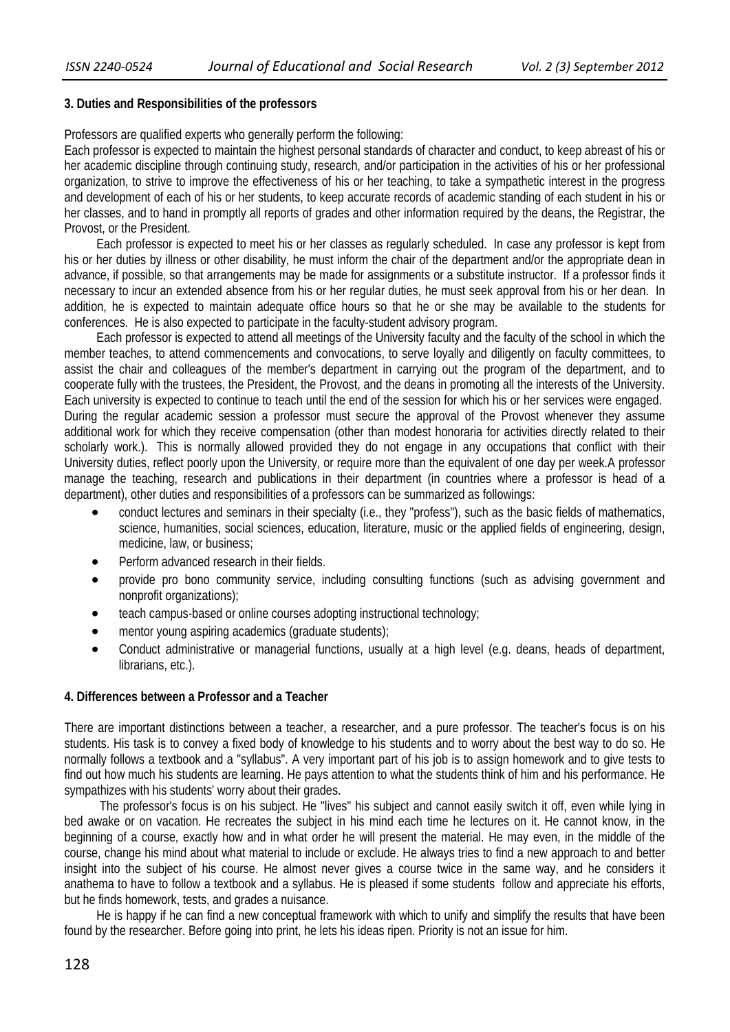### 3. Duties and Responsibilities of the professors

Professors are qualified experts who generally perform the following:

Each professor is expected to maintain the highest personal standards of character and conduct, to keep abreast of his or her academic discipline through continuing study, research, and/or participation in the activities of his or her professional organization, to strive to improve the effectiveness of his or her teaching, to take a sympathetic interest in the progress and development of each of his or her students, to keep accurate records of academic standing of each student in his or her classes, and to hand in promptly all reports of grades and other information required by the deans, the Registrar, the Provost, or the President.

Each professor is expected to meet his or her classes as regularly scheduled. In case any professor is kept from his or her duties by illness or other disability, he must inform the chair of the department and/or the appropriate dean in advance, if possible, so that arrangements may be made for assignments or a substitute instructor. If a professor finds it necessary to incur an extended absence from his or her regular duties, he must seek approval from his or her dean. In addition, he is expected to maintain adequate office hours so that he or she may be available to the students for conferences. He is also expected to participate in the faculty-student advisory program.

Each professor is expected to attend all meetings of the University faculty and the faculty of the school in which the member teaches, to attend commencements and convocations, to serve loyally and diligently on faculty committees, to assist the chair and colleagues of the member's department in carrying out the program of the department, and to cooperate fully with the trustees, the President, the Provost, and the deans in promoting all the interests of the University. Each university is expected to continue to teach until the end of the session for which his or her services were engaged. During the regular academic session a professor must secure the approval of the Provost whenever they assume additional work for which they receive compensation (other than modest honoraria for activities directly related to their scholarly work.). This is normally allowed provided they do not engage in any occupations that conflict with their University duties, reflect poorly upon the University, or require more than the equivalent of one day per week.A professor manage the teaching, research and publications in their department (in countries where a professor is head of a department), other duties and responsibilities of a professors can be summarized as followings:

- conduct lectures and seminars in their specialty (i.e., they "profess"), such as the basic fields of mathematics, science, humanities, social sciences, education, literature, music or the applied fields of engineering, design, medicine, law, or business;
- Perform advanced research in their fields.
- provide pro bono community service, including consulting functions (such as advising government and nonprofit organizations);
- teach campus-based or online courses adopting instructional technology;
- mentor young aspiring academics (graduate students);
- Conduct administrative or managerial functions, usually at a high level (e.g. deans, heads of department, librarians, etc.).

### 4. Differences between a Professor and a Teacher

There are important distinctions between a teacher, a researcher, and a pure professor. The teacher's focus is on his students. His task is to convey a fixed body of knowledge to his students and to worry about the best way to do so. He normally follows a textbook and a "syllabus". A very important part of his job is to assign homework and to give tests to find out how much his students are learning. He pays attention to what the students think of him and his performance. He sympathizes with his students' worry about their grades.

The professor's focus is on his subject. He "lives" his subject and cannot easily switch it off, even while lying in bed awake or on vacation. He recreates the subject in his mind each time he lectures on it. He cannot know, in the beginning of a course, exactly how and in what order he will present the material. He may even, in the middle of the course, change his mind about what material to include or exclude. He always tries to find a new approach to and better insight into the subject of his course. He almost never gives a course twice in the same way, and he considers it anathema to have to follow a textbook and a syllabus. He is pleased if some students follow and appreciate his efforts, but he finds homework, tests, and grades a nuisance.

He is happy if he can find a new conceptual framework with which to unify and simplify the results that have been found by the researcher. Before going into print, he lets his ideas ripen. Priority is not an issue for him.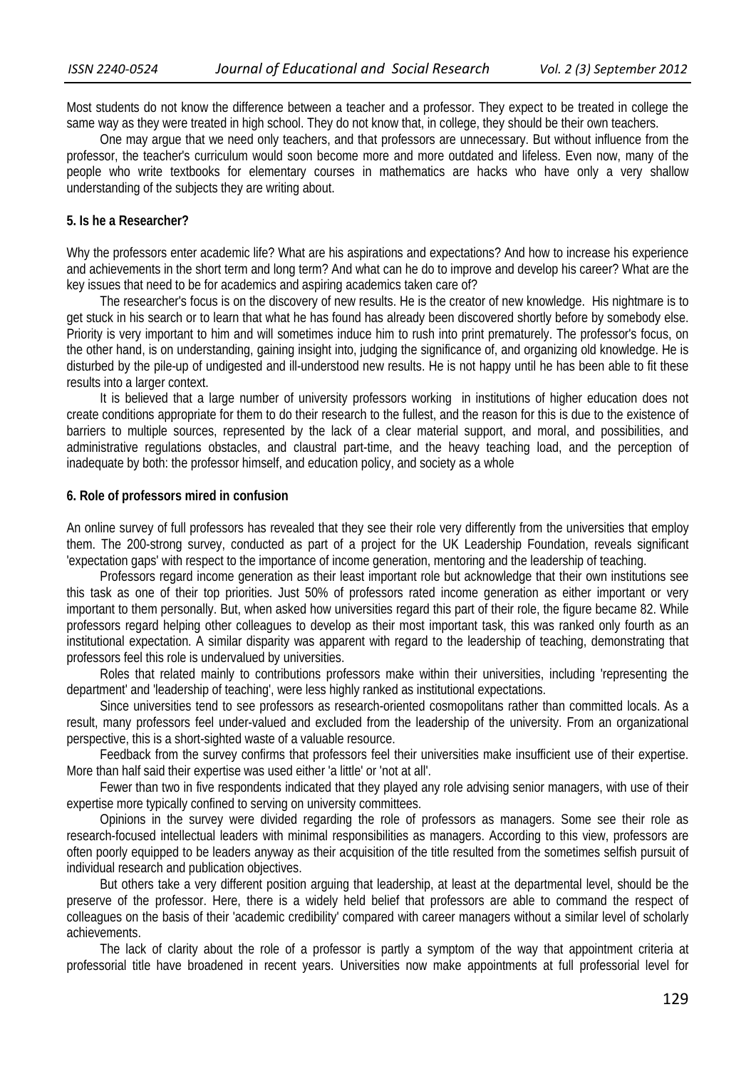Most students do not know the difference between a teacher and a professor. They expect to be treated in college the same way as they were treated in high school. They do not know that, in college, they should be their own teachers.

One may argue that we need only teachers, and that professors are unnecessary. But without influence from the professor, the teacher's curriculum would soon become more and more outdated and lifeless. Even now, many of the people who write textbooks for elementary courses in mathematics are hacks who have only a very shallow understanding of the subjects they are writing about.

**5. Is he a Researcher?**

Why the professors enter academic life? What are his aspirations and expectations? And how to increase his experience and achievements in the short term and long term? And what can he do to improve and develop his career? What are the key issues that need to be for academics and aspiring academics taken care of?

The researcher's focus is on the discovery of new results. He is the creator of new knowledge. His nightmare is to get stuck in his search or to learn that what he has found has already been discovered shortly before by somebody else. Priority is very important to him and will sometimes induce him to rush into print prematurely. The professor's focus, on the other hand, is on understanding, gaining insight into, judging the significance of, and organizing old knowledge. He is disturbed by the pile-up of undigested and ill-understood new results. He is not happy until he has been able to fit these results into a larger context.

It is believed that a large number of university professors working in institutions of higher education does not create conditions appropriate for them to do their research to the fullest, and the reason for this is due to the existence of barriers to multiple sources, represented by the lack of a clear material support, and moral, and possibilities, and administrative regulations obstacles, and claustral part-time, and the heavy teaching load, and the perception of inadequate by both: the professor himself, and education policy, and society as a whole

**6. Role of professors mired in confusion**

An online survey of full professors has revealed that they see their role very differently from the universities that employ them. The 200-strong survey, conducted as part of a project for the UK Leadership Foundation, reveals significant 'expectation gaps' with respect to the importance of income generation, mentoring and the leadership of teaching.

Professors regard income generation as their least important role but acknowledge that their own institutions see this task as one of their top priorities. Just 50% of professors rated income generation as either important or very important to them personally. But, when asked how universities regard this part of their role, the figure became 82. While professors regard helping other colleagues to develop as their most important task, this was ranked only fourth as an institutional expectation. A similar disparity was apparent with regard to the leadership of teaching, demonstrating that professors feel this role is undervalued by universities.

Roles that related mainly to contributions professors make within their universities, including 'representing the department' and 'leadership of teaching', were less highly ranked as institutional expectations.

Since universities tend to see professors as research-oriented cosmopolitans rather than committed locals. As a result, many professors feel under-valued and excluded from the leadership of the university. From an organizational perspective, this is a short-sighted waste of a valuable resource.

Feedback from the survey confirms that professors feel their universities make insufficient use of their expertise. More than half said their expertise was used either 'a little' or 'not at all'.

Fewer than two in five respondents indicated that they played any role advising senior managers, with use of their expertise more typically confined to serving on university committees.

Opinions in the survey were divided regarding the role of professors as managers. Some see their role as research-focused intellectual leaders with minimal responsibilities as managers. According to this view, professors are often poorly equipped to be leaders anyway as their acquisition of the title resulted from the sometimes selfish pursuit of individual research and publication objectives.

But others take a very different position arguing that leadership, at least at the departmental level, should be the preserve of the professor. Here, there is a widely held belief that professors are able to command the respect of colleagues on the basis of their 'academic credibility' compared with career managers without a similar level of scholarly achievements.

The lack of clarity about the role of a professor is partly a symptom of the way that appointment criteria at professorial title have broadened in recent years. Universities now make appointments at full professorial level for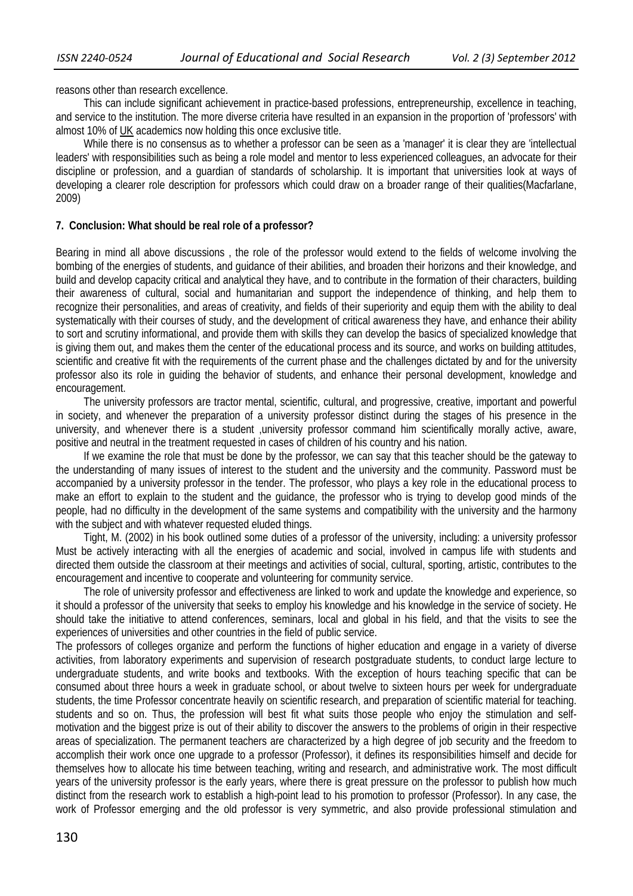reasons other than research excellence.

This can include significant achievement in practice-based professions, entrepreneurship, excellence in teaching, and service to the institution. The more diverse criteria have resulted in an expansion in the proportion of 'professors' with almost 10% of UK academics now holding this once exclusive title.

While there is no consensus as to whether a professor can be seen as a 'manager' it is clear they are 'intellectual leaders' with responsibilities such as being a role model and mentor to less experienced colleagues, an advocate for their discipline or profession, and a guardian of standards of scholarship. It is important that universities look at ways of developing a clearer role description for professors which could draw on a broader range of their qualities(Macfarlane, 2009)

## 7. Conclusion: What should be real role of a professor?

Bearing in mind all above discussions , the role of the professor would extend to the fields of welcome involving the bombing of the energies of students, and guidance of their abilities, and broaden their horizons and their knowledge, and build and develop capacity critical and analytical they have, and to contribute in the formation of their characters, building their awareness of cultural, social and humanitarian and support the independence of thinking, and help them to recognize their personalities, and areas of creativity, and fields of their superiority and equip them with the ability to deal systematically with their courses of study, and the development of critical awareness they have, and enhance their ability to sort and scrutiny informational, and provide them with skills they can develop the basics of specialized knowledge that is giving them out, and makes them the center of the educational process and its source, and works on building attitudes, scientific and creative fit with the requirements of the current phase and the challenges dictated by and for the university professor also its role in guiding the behavior of students, and enhance their personal development, knowledge and encouragement.

The university professors are tractor mental, scientific, cultural, and progressive, creative, important and powerful in society, and whenever the preparation of a university professor distinct during the stages of his presence in the university, and whenever there is a student ,university professor command him scientifically morally active, aware, positive and neutral in the treatment requested in cases of children of his country and his nation.

If we examine the role that must be done by the professor, we can say that this teacher should be the gateway to the understanding of many issues of interest to the student and the university and the community. Password must be accompanied by a university professor in the tender. The professor, who plays a key role in the educational process to make an effort to explain to the student and the guidance, the professor who is trying to develop good minds of the people, had no difficulty in the development of the same systems and compatibility with the university and the harmony with the subject and with whatever requested eluded things.

Tight, M. (2002) in his book outlined some duties of a professor of the university, including: a university professor Must be actively interacting with all the energies of academic and social, involved in campus life with students and directed them outside the classroom at their meetings and activities of social, cultural, sporting, artistic, contributes to the encouragement and incentive to cooperate and volunteering for community service.

The role of university professor and effectiveness are linked to work and update the knowledge and experience, so it should a professor of the university that seeks to employ his knowledge and his knowledge in the service of society. He should take the initiative to attend conferences, seminars, local and global in his field, and that the visits to see the experiences of universities and other countries in the field of public service.

The professors of colleges organize and perform the functions of higher education and engage in a variety of diverse activities, from laboratory experiments and supervision of research postgraduate students, to conduct large lecture to undergraduate students, and write books and textbooks. With the exception of hours teaching specific that can be consumed about three hours a week in graduate school, or about twelve to sixteen hours per week for undergraduate students, the time Professor concentrate heavily on scientific research, and preparation of scientific material for teaching. students and so on. Thus, the profession will best fit what suits those people who enjoy the stimulation and self-motivation and the biggest prize is out of their ability to discover the answers to the problems of origin in their respective areas of specialization. The permanent teachers are characterized by a high degree of job security and the freedom to accomplish their work once one upgrade to a professor (Professor), it defines its responsibilities himself and decide for themselves how to allocate his time between teaching, writing and research, and administrative work. The most difficult years of the university professor is the early years, where there is great pressure on the professor to publish how much distinct from the research work to establish a high-point lead to his promotion to professor (Professor). In any case, the work of Professor emerging and the old professor is very symmetric, and also provide professional stimulation and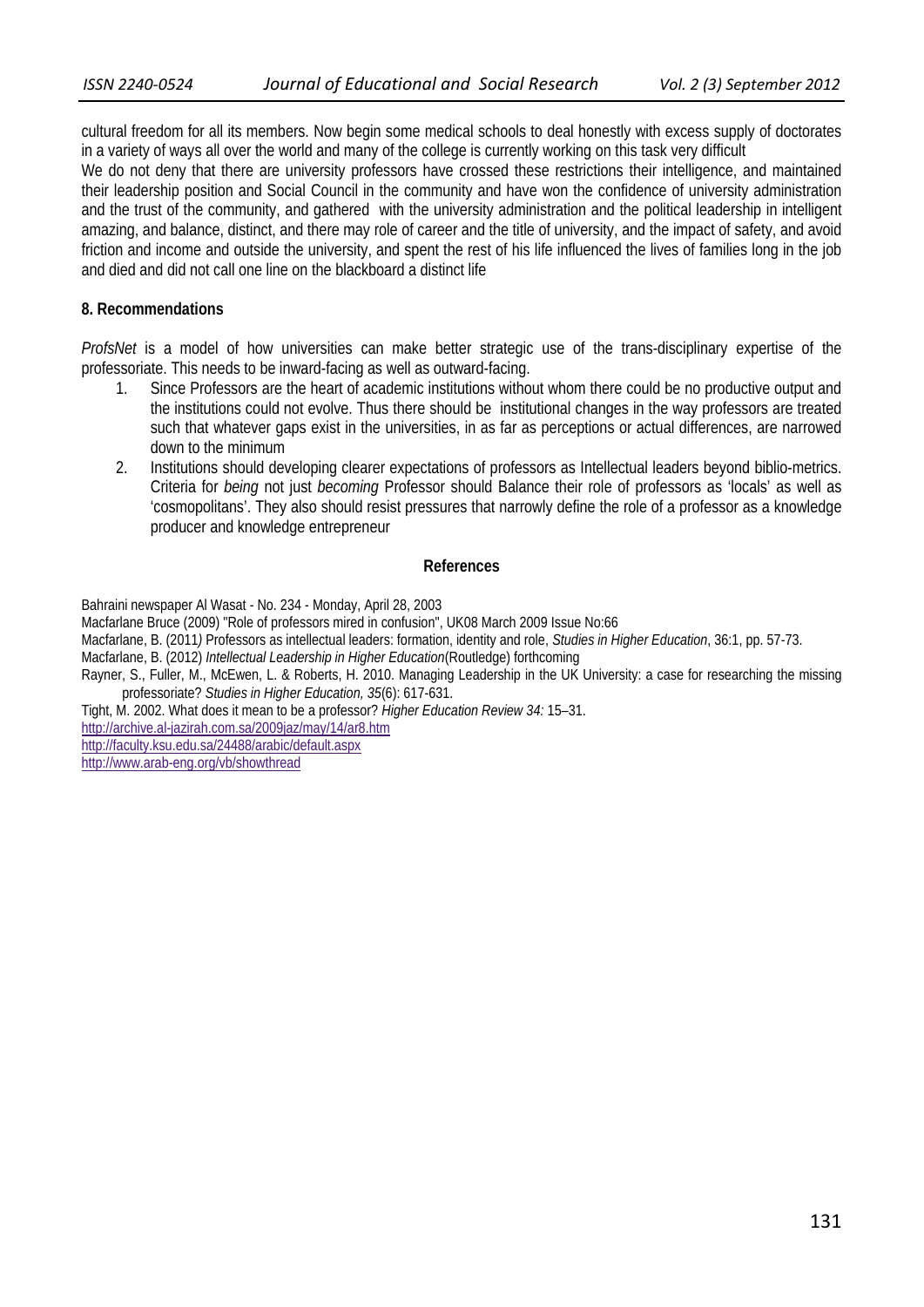cultural freedom for all its members. Now begin some medical schools to deal honestly with excess supply of doctorates in a variety of ways all over the world and many of the college is currently working on this task very difficult

We do not deny that there are university professors have crossed these restrictions their intelligence, and maintained their leadership position and Social Council in the community and have won the confidence of university administration and the trust of the community, and gathered with the university administration and the political leadership in intelligent amazing, and balance, distinct, and there may role of career and the title of university, and the impact of safety, and avoid friction and income and outside the university, and spent the rest of his life influenced the lives of families long in the job and died and did not call one line on the blackboard a distinct life

### 8. Recommendations

*ProfsNet* is a model of how universities can make better strategic use of the trans-disciplinary expertise of the professoriate. This needs to be inward-facing as well as outward-facing.

1. Since Professors are the heart of academic institutions without whom there could be no productive output and the institutions could not evolve. Thus there should be institutional changes in the way professors are treated such that whatever gaps exist in the universities, in as far as perceptions or actual differences, are narrowed down to the minimum
2. Institutions should developing clearer expectations of professors as Intellectual leaders beyond biblio-metrics. Criteria for *being* not just *becoming* Professor should Balance their role of professors as 'locals' as well as 'cosmopolitans'. They also should resist pressures that narrowly define the role of a professor as a knowledge producer and knowledge entrepreneur

### References

Bahraini newspaper Al Wasat - No. 234 - Monday, April 28, 2003

Macfarlane Bruce (2009) "Role of professors mired in confusion", UK08 March 2009 Issue No:66

Macfarlane, B. (2011) Professors as intellectual leaders: formation, identity and role, *Studies in Higher Education*, 36:1, pp. 57-73.

Macfarlane, B. (2012) *Intellectual Leadership in Higher Education*(Routledge) forthcoming

Rayner, S., Fuller, M., McEwen, L. & Roberts, H. 2010. Managing Leadership in the UK University: a case for researching the missing professoriate? *Studies in Higher Education, 35*(6): 617-631.

Tight, M. 2002. What does it mean to be a professor? *Higher Education Review 34:* 15–31.

http://archive.al-jazirah.com.sa/2009jaz/may/14/ar8.htm

http://faculty.ksu.edu.sa/24488/arabic/default.aspx

http://www.arab-eng.org/vb/showthread